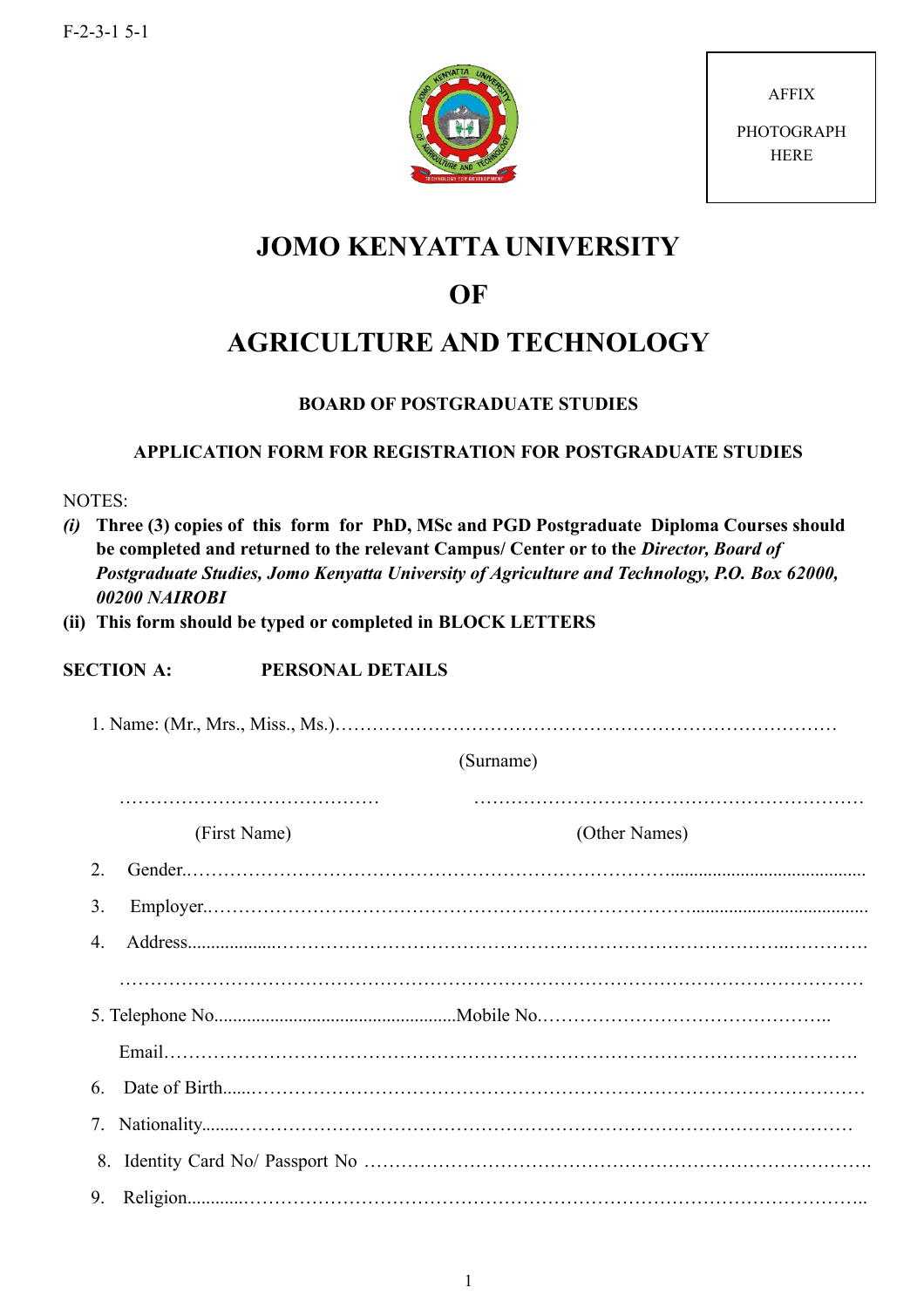F-2-3-1 5-1

AFFIX

PHOTOGRAPH HERE

# JOMO KENYATTA UNIVERSITY

# OF

# AGRICULTURE AND TECHNOLOGY

### BOARD OF POSTGRADUATE STUDIES

### APPLICATION FORM FOR REGISTRATION FOR POSTGRADUATE STUDIES

NOTES:

*(i)* **Three (3) copies of this form for PhD, MSc and PGD Postgraduate Diploma Courses should be completed and returned to the relevant Campus/ Center or to the *Director, Board of Postgraduate Studies, Jomo Kenyatta University of Agriculture and Technology, P.O. Box 62000, 00200 NAIROBI***

**(ii) This form should be typed or completed in BLOCK LETTERS**

**SECTION A: PERSONAL DETAILS**

1. Name: (Mr., Mrs., Miss., Ms.)………………………………………………………………………

(Surname)

……………………………………  ………………………………………………………

(First Name)  (Other Names)

2. Gender.……………………………………………………………………..........................................

3. Employer.……………………….……………………………………………......................................

4. Address...................…………………………………………………………………………..…………

…………………………………………………………………………………………………………

5. Telephone No....................................................Mobile No.……………………………………..

Email………………………………………………………………………………………………….

6. Date of Birth......…………………………………………………………………………………

7. Nationality.......…………………………………………………………………………………

8. Identity Card No/ Passport No ………………………………………………………………….

9. Religion...........…………………………………………………………………………………..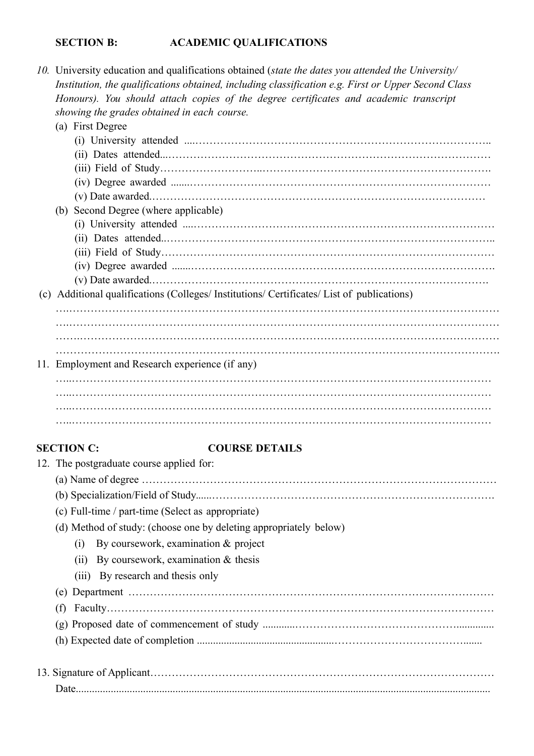**SECTION B: ACADEMIC QUALIFICATIONS**

10. University education and qualifications obtained (*state the dates you attended the University/ Institution, the qualifications obtained, including classification e.g. First or Upper Second Class Honours). You should attach copies of the degree certificates and academic transcript showing the grades obtained in each course.*

    (a) First Degree

    (i) University attended ....……………………………………………………………………..

    (ii) Dates attended...……………………………………………………………………………

    (iii) Field of Study……………………...……………………………………………………….

    (iv) Degree awarded .......…………………………………………………………………………

    (v) Date awarded.……………………………………………………………………………

    (b) Second Degree (where applicable)

    (i) University attended ....…………………………………………………………………………

    (ii) Dates attended..……………………………………………………………………………..

    (iii) Field of Study……………………………………………………………………………

    (iv) Degree awarded .......…………………………………………………………………………

    (v) Date awarded.……………………………………………………………………………….

    (c) Additional qualifications (Colleges/ Institutions/ Certificates/ List of publications)

    ….……………………………………………………………………………………………………

    ….……………………………………………………………………………………………………

    …….…………………………………………………………………………………………………

    ……………………………………………………………………………………………………….

11. Employment and Research experience (if any)

    …..……………………………………………………………………………………………………

    …..……………………………………………………………………………………………………

    …..……………………………………………………………………………………………………

    …..……………………………………………………………………………………………………

**SECTION C: COURSE DETAILS**

12. The postgraduate course applied for:

    (a) Name of degree ………………………………………………………………………………

    (b) Specialization/Field of Study......………………………………………………………………….

    (c) Full-time / part-time (Select as appropriate)

    (d) Method of study: (choose one by deleting appropriately below)

    (i) By coursework, examination & project

    (ii) By coursework, examination & thesis

    (iii) By research and thesis only

    (e) Department ………………………………………………………………………………………

    (f) Faculty………………………………………………………………………………………………

    (g) Proposed date of commencement of study ............……………………………………..............

    (h) Expected date of completion .................................................………………………………......

13. Signature of Applicant…………………………………………………………………………………

    Date........................................................................................................................................................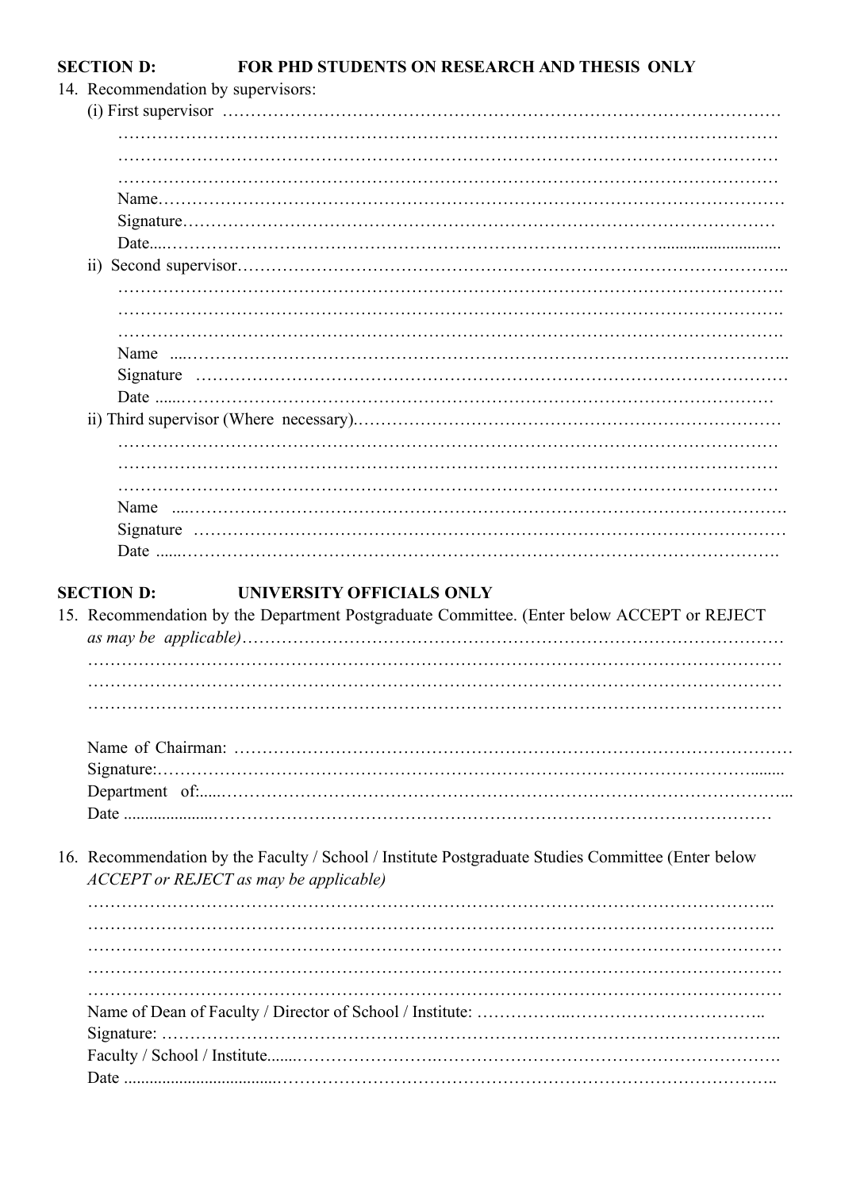**SECTION D: FOR PHD STUDENTS ON RESEARCH AND THESIS ONLY**

14. Recommendation by supervisors:

(i) First supervisor …………………………………………………………………………………
…………………………………………………………………………………………………
…………………………………………………………………………………………………
…………………………………………………………………………………………………
Name………………………………………………………………………………………
Signature……………………………………………………………………………………
Date....………………………………………………………………………………………

ii) Second supervisor…………………………………………………………………………..
…………………………………………………………………………………………………
…………………………………………………………………………………………………
…………………………………………………………………………………………………
Name ....……………………………………………………………………………………..
Signature ……………………………………………………………………………………
Date ......……………………………………………………………………………………

ii) Third supervisor (Where necessary).………………………………………………………
…………………………………………………………………………………………………
…………………………………………………………………………………………………
…………………………………………………………………………………………………
Name ....…………………………………………………………………………………….
Signature ……………………………………………………………………………………
Date ......…………………………………………………………………………………….

**SECTION D: UNIVERSITY OFFICIALS ONLY**

15. Recommendation by the Department Postgraduate Committee. (Enter below ACCEPT or REJECT *as may be applicable)*…………………………………………………………………………
…………………………………………………………………………………………………
…………………………………………………………………………………………………
…………………………………………………………………………………………………

Name of Chairman: ……………………………………………………………………………
Signature:………………………………………………………………………………........
Department of:.....……………………………………………………………………………...
Date ....................……………………………………………………………………………

16. Recommendation by the Faculty / School / Institute Postgraduate Studies Committee (Enter below *ACCEPT or REJECT as may be applicable)*

…………………………………………………………………………………………………..
…………………………………………………………………………………………………..
…………………………………………………………………………………………………
…………………………………………………………………………………………………
…………………………………………………………………………………………………
Name of Dean of Faculty / Director of School / Institute: ……………..……………………………..
Signature: …………………………………………………………………………………………..
Faculty / School / Institute......……………………………………………………………………….
Date ....................................………………………………………………………………………..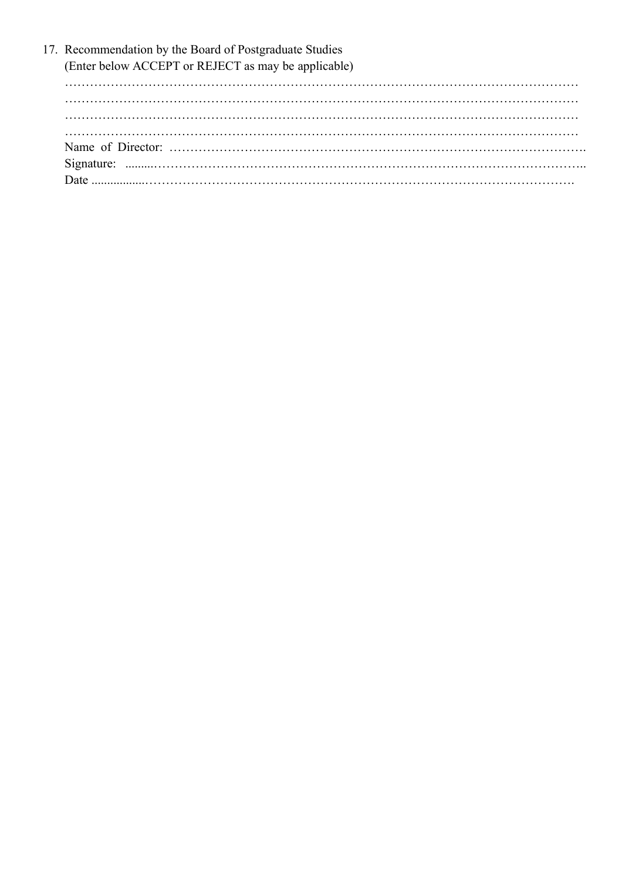17. Recommendation by the Board of Postgraduate Studies
    (Enter below ACCEPT or REJECT as may be applicable)

    ……………………………………………………………………………………………………………
    ……………………………………………………………………………………………………………
    ……………………………………………………………………………………………………………
    ……………………………………………………………………………………………………………

    Name of Director: ……………………………………………………………………………………….

    Signature: ..........……………………………………………………………………………………..

    Date .................……………………………………………………………………………………….